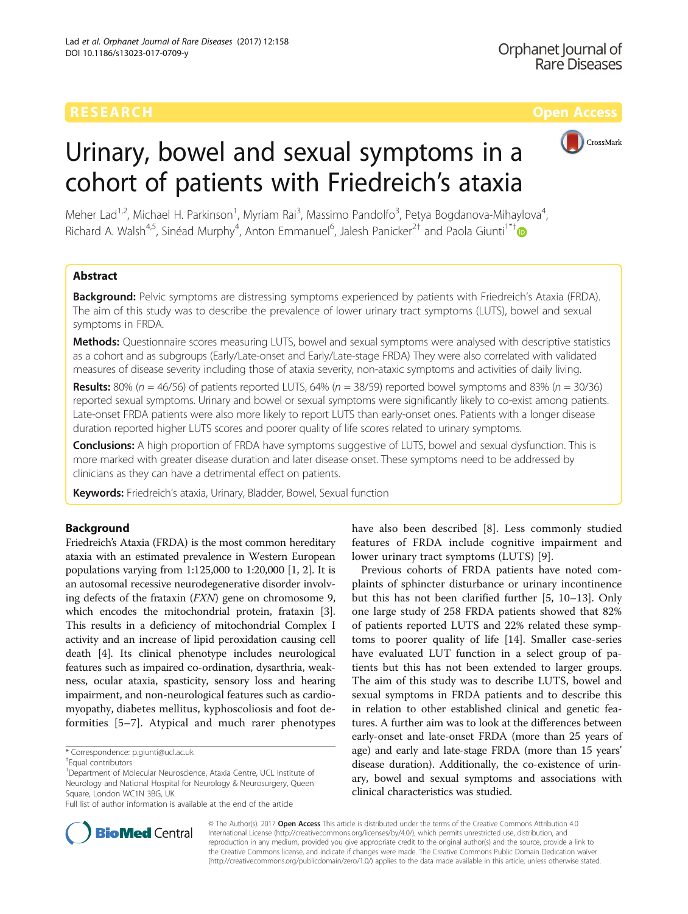RESEARCH Open Access

# Urinary, bowel and sexual symptoms in a cohort of patients with Friedreich's ataxia

Meher Lad[1,2], Michael H. Parkinson[1], Myriam Rai[3], Massimo Pandolfo[3], Petya Bogdanova-Mihaylova[4], Richard A. Walsh[4,5], Sinéad Murphy[4], Anton Emmanuel[6], Jalesh Panicker[2†] and Paola Giunti[1*†]

## Abstract

**Background:** Pelvic symptoms are distressing symptoms experienced by patients with Friedreich's Ataxia (FRDA). The aim of this study was to describe the prevalence of lower urinary tract symptoms (LUTS), bowel and sexual symptoms in FRDA.

**Methods:** Questionnaire scores measuring LUTS, bowel and sexual symptoms were analysed with descriptive statistics as a cohort and as subgroups (Early/Late-onset and Early/Late-stage FRDA) They were also correlated with validated measures of disease severity including those of ataxia severity, non-ataxic symptoms and activities of daily living.

**Results:** 80% ($n = 46/56$) of patients reported LUTS, 64% ($n = 38/59$) reported bowel symptoms and 83% ($n = 30/36$) reported sexual symptoms. Urinary and bowel or sexual symptoms were significantly likely to co-exist among patients. Late-onset FRDA patients were also more likely to report LUTS than early-onset ones. Patients with a longer disease duration reported higher LUTS scores and poorer quality of life scores related to urinary symptoms.

**Conclusions:** A high proportion of FRDA have symptoms suggestive of LUTS, bowel and sexual dysfunction. This is more marked with greater disease duration and later disease onset. These symptoms need to be addressed by clinicians as they can have a detrimental effect on patients.

**Keywords:** Friedreich's ataxia, Urinary, Bladder, Bowel, Sexual function

## Background

Friedreich's Ataxia (FRDA) is the most common hereditary ataxia with an estimated prevalence in Western European populations varying from 1:125,000 to 1:20,000 [1, 2]. It is an autosomal recessive neurodegenerative disorder involving defects of the frataxin (*FXN*) gene on chromosome 9, which encodes the mitochondrial protein, frataxin [3]. This results in a deficiency of mitochondrial Complex I activity and an increase of lipid peroxidation causing cell death [4]. Its clinical phenotype includes neurological features such as impaired co-ordination, dysarthria, weakness, ocular ataxia, spasticity, sensory loss and hearing impairment, and non-neurological features such as cardiomyopathy, diabetes mellitus, kyphoscoliosis and foot deformities [5–7]. Atypical and much rarer phenotypes have also been described [8]. Less commonly studied features of FRDA include cognitive impairment and lower urinary tract symptoms (LUTS) [9].

Previous cohorts of FRDA patients have noted complaints of sphincter disturbance or urinary incontinence but this has not been clarified further [5, 10–13]. Only one large study of 258 FRDA patients showed that 82% of patients reported LUTS and 22% related these symptoms to poorer quality of life [14]. Smaller case-series have evaluated LUT function in a select group of patients but this has not been extended to larger groups. The aim of this study was to describe LUTS, bowel and sexual symptoms in FRDA patients and to describe this in relation to other established clinical and genetic features. A further aim was to look at the differences between early-onset and late-onset FRDA (more than 25 years of age) and early and late-stage FRDA (more than 15 years' disease duration). Additionally, the co-existence of urinary, bowel and sexual symptoms and associations with clinical characteristics was studied.

\* Correspondence: p.giunti@ucl.ac.uk
†Equal contributors
[1]Department of Molecular Neuroscience, Ataxia Centre, UCL Institute of Neurology and National Hospital for Neurology & Neurosurgery, Queen Square, London WC1N 3BG, UK
Full list of author information is available at the end of the article

© The Author(s). 2017 **Open Access** This article is distributed under the terms of the Creative Commons Attribution 4.0 International License (http://creativecommons.org/licenses/by/4.0/), which permits unrestricted use, distribution, and reproduction in any medium, provided you give appropriate credit to the original author(s) and the source, provide a link to the Creative Commons license, and indicate if changes were made. The Creative Commons Public Domain Dedication waiver (http://creativecommons.org/publicdomain/zero/1.0/) applies to the data made available in this article, unless otherwise stated.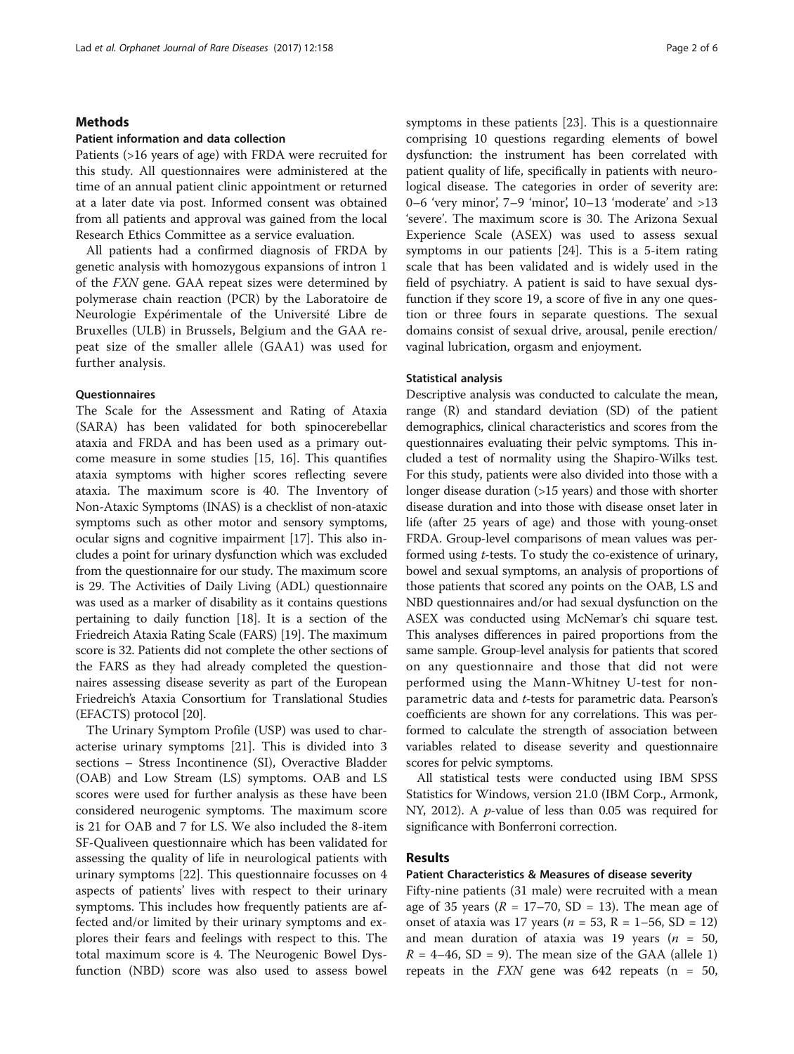## Methods

### Patient information and data collection

Patients (>16 years of age) with FRDA were recruited for this study. All questionnaires were administered at the time of an annual patient clinic appointment or returned at a later date via post. Informed consent was obtained from all patients and approval was gained from the local Research Ethics Committee as a service evaluation.

All patients had a confirmed diagnosis of FRDA by genetic analysis with homozygous expansions of intron 1 of the *FXN* gene. GAA repeat sizes were determined by polymerase chain reaction (PCR) by the Laboratoire de Neurologie Expérimentale of the Université Libre de Bruxelles (ULB) in Brussels, Belgium and the GAA repeat size of the smaller allele (GAA1) was used for further analysis.

### Questionnaires

The Scale for the Assessment and Rating of Ataxia (SARA) has been validated for both spinocerebellar ataxia and FRDA and has been used as a primary outcome measure in some studies [15, 16]. This quantifies ataxia symptoms with higher scores reflecting severe ataxia. The maximum score is 40. The Inventory of Non-Ataxic Symptoms (INAS) is a checklist of non-ataxic symptoms such as other motor and sensory symptoms, ocular signs and cognitive impairment [17]. This also includes a point for urinary dysfunction which was excluded from the questionnaire for our study. The maximum score is 29. The Activities of Daily Living (ADL) questionnaire was used as a marker of disability as it contains questions pertaining to daily function [18]. It is a section of the Friedreich Ataxia Rating Scale (FARS) [19]. The maximum score is 32. Patients did not complete the other sections of the FARS as they had already completed the questionnaires assessing disease severity as part of the European Friedreich's Ataxia Consortium for Translational Studies (EFACTS) protocol [20].

The Urinary Symptom Profile (USP) was used to characterise urinary symptoms [21]. This is divided into 3 sections – Stress Incontinence (SI), Overactive Bladder (OAB) and Low Stream (LS) symptoms. OAB and LS scores were used for further analysis as these have been considered neurogenic symptoms. The maximum score is 21 for OAB and 7 for LS. We also included the 8-item SF-Qualiveen questionnaire which has been validated for assessing the quality of life in neurological patients with urinary symptoms [22]. This questionnaire focusses on 4 aspects of patients' lives with respect to their urinary symptoms. This includes how frequently patients are affected and/or limited by their urinary symptoms and explores their fears and feelings with respect to this. The total maximum score is 4. The Neurogenic Bowel Dysfunction (NBD) score was also used to assess bowel symptoms in these patients [23]. This is a questionnaire comprising 10 questions regarding elements of bowel dysfunction: the instrument has been correlated with patient quality of life, specifically in patients with neurological disease. The categories in order of severity are: 0–6 'very minor', 7–9 'minor', 10–13 'moderate' and >13 'severe'. The maximum score is 30. The Arizona Sexual Experience Scale (ASEX) was used to assess sexual symptoms in our patients [24]. This is a 5-item rating scale that has been validated and is widely used in the field of psychiatry. A patient is said to have sexual dysfunction if they score 19, a score of five in any one question or three fours in separate questions. The sexual domains consist of sexual drive, arousal, penile erection/vaginal lubrication, orgasm and enjoyment.

### Statistical analysis

Descriptive analysis was conducted to calculate the mean, range (R) and standard deviation (SD) of the patient demographics, clinical characteristics and scores from the questionnaires evaluating their pelvic symptoms. This included a test of normality using the Shapiro-Wilks test. For this study, patients were also divided into those with a longer disease duration (>15 years) and those with shorter disease duration and into those with disease onset later in life (after 25 years of age) and those with young-onset FRDA. Group-level comparisons of mean values was performed using *t*-tests. To study the co-existence of urinary, bowel and sexual symptoms, an analysis of proportions of those patients that scored any points on the OAB, LS and NBD questionnaires and/or had sexual dysfunction on the ASEX was conducted using McNemar's chi square test. This analyses differences in paired proportions from the same sample. Group-level analysis for patients that scored on any questionnaire and those that did not were performed using the Mann-Whitney U-test for non-parametric data and *t*-tests for parametric data. Pearson's coefficients are shown for any correlations. This was performed to calculate the strength of association between variables related to disease severity and questionnaire scores for pelvic symptoms.

All statistical tests were conducted using IBM SPSS Statistics for Windows, version 21.0 (IBM Corp., Armonk, NY, 2012). A *p*-value of less than 0.05 was required for significance with Bonferroni correction.

## Results

### Patient Characteristics & Measures of disease severity

Fifty-nine patients (31 male) were recruited with a mean age of 35 years ($R$ = 17–70, SD = 13). The mean age of onset of ataxia was 17 years ($n$ = 53, R = 1–56, SD = 12) and mean duration of ataxia was 19 years ($n$ = 50, $R$ = 4–46, SD = 9). The mean size of the GAA (allele 1) repeats in the *FXN* gene was 642 repeats (n = 50,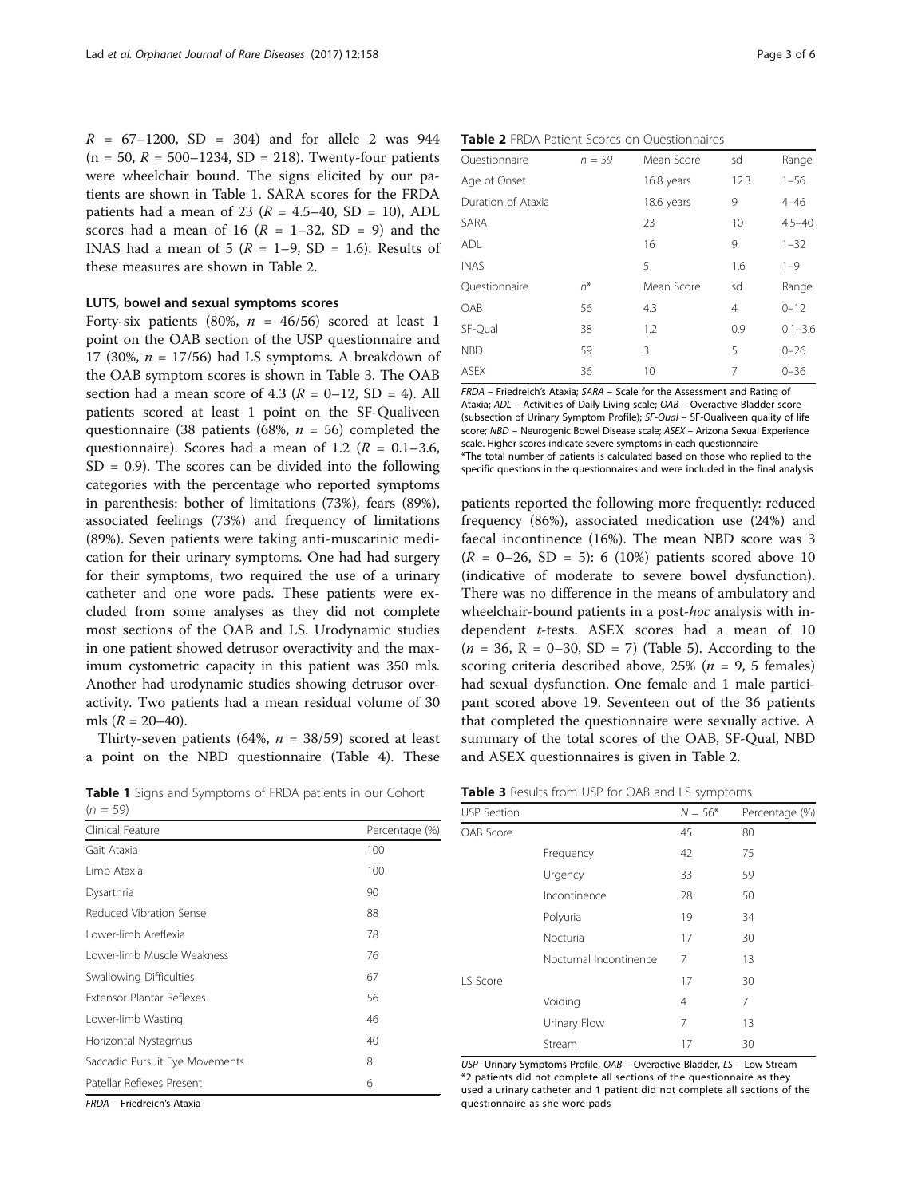$R$ = 67–1200, SD = 304) and for allele 2 was 944 (n = 50, $R$ = 500–1234, SD = 218). Twenty-four patients were wheelchair bound. The signs elicited by our patients are shown in Table 1. SARA scores for the FRDA patients had a mean of 23 ($R$ = 4.5–40, SD = 10), ADL scores had a mean of 16 ($R$ = 1–32, SD = 9) and the INAS had a mean of 5 ($R$ = 1–9, SD = 1.6). Results of these measures are shown in Table 2.

### LUTS, bowel and sexual symptoms scores

Forty-six patients (80%, $n$ = 46/56) scored at least 1 point on the OAB section of the USP questionnaire and 17 (30%, $n$ = 17/56) had LS symptoms. A breakdown of the OAB symptom scores is shown in Table 3. The OAB section had a mean score of 4.3 ($R$ = 0–12, SD = 4). All patients scored at least 1 point on the SF-Qualiveen questionnaire (38 patients (68%, $n$ = 56) completed the questionnaire). Scores had a mean of 1.2 ($R$ = 0.1–3.6, SD = 0.9). The scores can be divided into the following categories with the percentage who reported symptoms in parenthesis: bother of limitations (73%), fears (89%), associated feelings (73%) and frequency of limitations (89%). Seven patients were taking anti-muscarinic medication for their urinary symptoms. One had had surgery for their symptoms, two required the use of a urinary catheter and one wore pads. These patients were excluded from some analyses as they did not complete most sections of the OAB and LS. Urodynamic studies in one patient showed detrusor overactivity and the maximum cystometric capacity in this patient was 350 mls. Another had urodynamic studies showing detrusor overactivity. Two patients had a mean residual volume of 30 mls ($R$ = 20–40).

Thirty-seven patients (64%, $n$ = 38/59) scored at least a point on the NBD questionnaire (Table 4). These patients reported the following more frequently: reduced frequency (86%), associated medication use (24%) and faecal incontinence (16%). The mean NBD score was 3 ($R$ = 0–26, SD = 5): 6 (10%) patients scored above 10 (indicative of moderate to severe bowel dysfunction). There was no difference in the means of ambulatory and wheelchair-bound patients in a post-*hoc* analysis with independent *t*-tests. ASEX scores had a mean of 10 ($n$ = 36, R = 0–30, SD = 7) (Table 5). According to the scoring criteria described above, 25% ($n$ = 9, 5 females) had sexual dysfunction. One female and 1 male participant scored above 19. Seventeen out of the 36 patients that completed the questionnaire were sexually active. A summary of the total scores of the OAB, SF-Qual, NBD and ASEX questionnaires is given in Table 2.

**Table 1** Signs and Symptoms of FRDA patients in our Cohort ($n$ = 59)

| Clinical Feature | Percentage (%) |
|---|---|
| Gait Ataxia | 100 |
| Limb Ataxia | 100 |
| Dysarthria | 90 |
| Reduced Vibration Sense | 88 |
| Lower-limb Areflexia | 78 |
| Lower-limb Muscle Weakness | 76 |
| Swallowing Difficulties | 67 |
| Extensor Plantar Reflexes | 56 |
| Lower-limb Wasting | 46 |
| Horizontal Nystagmus | 40 |
| Saccadic Pursuit Eye Movements | 8 |
| Patellar Reflexes Present | 6 |

*FRDA* – Friedreich's Ataxia

**Table 2** FRDA Patient Scores on Questionnaires

| Questionnaire | $n$ = 59 | Mean Score | sd | Range |
|---|---|---|---|---|
| Age of Onset | | 16.8 years | 12.3 | 1–56 |
| Duration of Ataxia | | 18.6 years | 9 | 4–46 |
| SARA | | 23 | 10 | 4.5–40 |
| ADL | | 16 | 9 | 1–32 |
| INAS | | 5 | 1.6 | 1–9 |
| Questionnaire | $n$* | Mean Score | sd | Range |
| OAB | 56 | 4.3 | 4 | 0–12 |
| SF-Qual | 38 | 1.2 | 0.9 | 0.1–3.6 |
| NBD | 59 | 3 | 5 | 0–26 |
| ASEX | 36 | 10 | 7 | 0–36 |

*FRDA* – Friedreich's Ataxia; *SARA* – Scale for the Assessment and Rating of Ataxia; *ADL* – Activities of Daily Living scale; *OAB* – Overactive Bladder score (subsection of Urinary Symptom Profile); *SF-Qual* – SF-Qualiveen quality of life score; *NBD* – Neurogenic Bowel Disease scale; *ASEX* – Arizona Sexual Experience scale. Higher scores indicate severe symptoms in each questionnaire
*The total number of patients is calculated based on those who replied to the specific questions in the questionnaires and were included in the final analysis

**Table 3** Results from USP for OAB and LS symptoms

| USP Section | | $N$ = 56* | Percentage (%) |
|---|---|---|---|
| OAB Score | | 45 | 80 |
| | Frequency | 42 | 75 |
| | Urgency | 33 | 59 |
| | Incontinence | 28 | 50 |
| | Polyuria | 19 | 34 |
| | Nocturia | 17 | 30 |
| | Nocturnal Incontinence | 7 | 13 |
| LS Score | | 17 | 30 |
| | Voiding | 4 | 7 |
| | Urinary Flow | 7 | 13 |
| | Stream | 17 | 30 |

*USP*- Urinary Symptoms Profile, *OAB* – Overactive Bladder, *LS* – Low Stream
*2 patients did not complete all sections of the questionnaire as they used a urinary catheter and 1 patient did not complete all sections of the questionnaire as she wore pads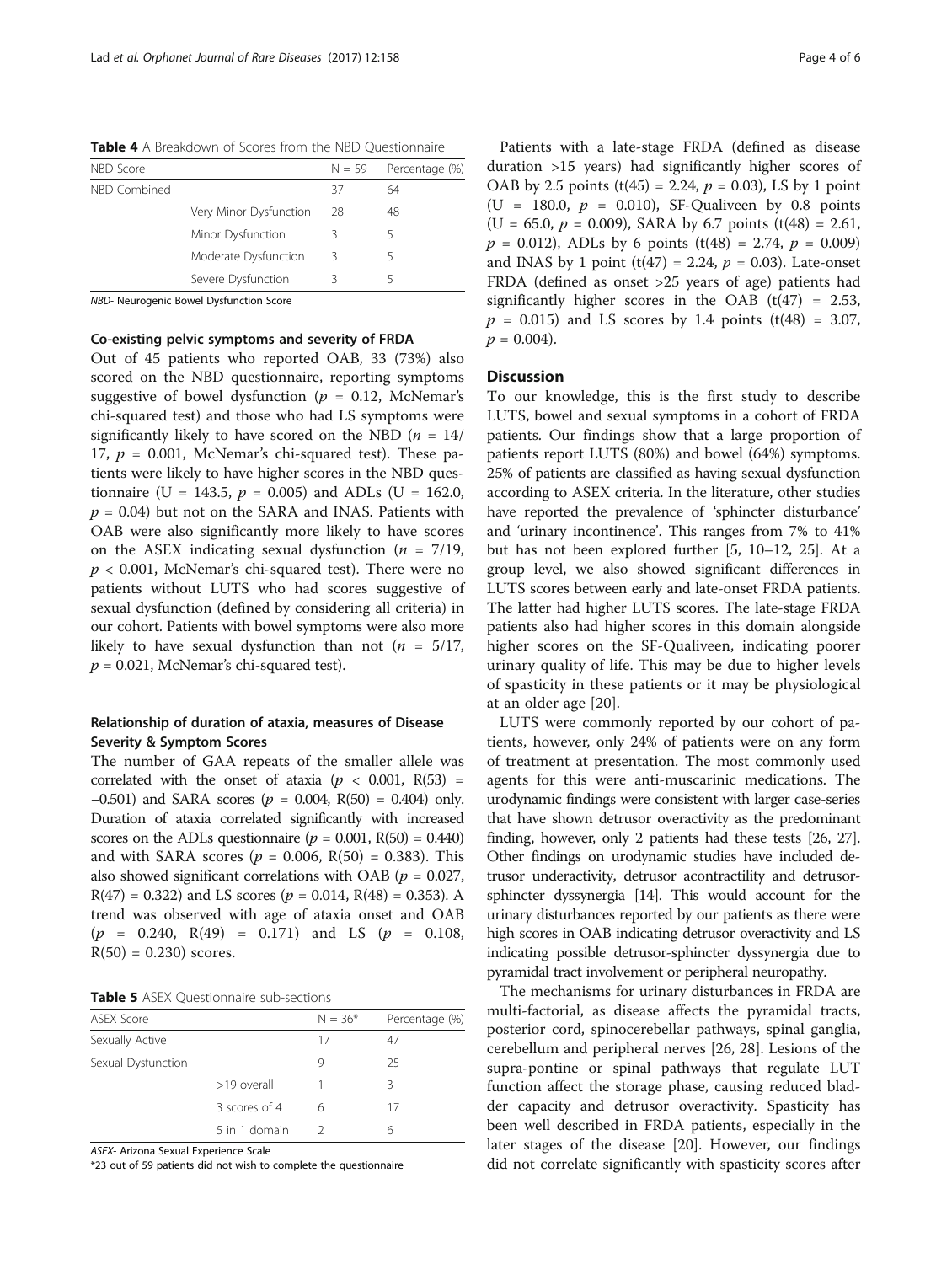**Table 4** A Breakdown of Scores from the NBD Questionnaire

| NBD Score | | N = 59 | Percentage (%) |
|---|---|---|---|
| NBD Combined | | 37 | 64 |
| | Very Minor Dysfunction | 28 | 48 |
| | Minor Dysfunction | 3 | 5 |
| | Moderate Dysfunction | 3 | 5 |
| | Severe Dysfunction | 3 | 5 |

*NBD*- Neurogenic Bowel Dysfunction Score

#### Co-existing pelvic symptoms and severity of FRDA

Out of 45 patients who reported OAB, 33 (73%) also scored on the NBD questionnaire, reporting symptoms suggestive of bowel dysfunction ($p = 0.12$, McNemar's chi-squared test) and those who had LS symptoms were significantly likely to have scored on the NBD ($n = 14/17$, $p = 0.001$, McNemar's chi-squared test). These patients were likely to have higher scores in the NBD questionnaire (U = 143.5, $p = 0.005$) and ADLs (U = 162.0, $p = 0.04$) but not on the SARA and INAS. Patients with OAB were also significantly more likely to have scores on the ASEX indicating sexual dysfunction ($n = 7/19$, $p < 0.001$, McNemar's chi-squared test). There were no patients without LUTS who had scores suggestive of sexual dysfunction (defined by considering all criteria) in our cohort. Patients with bowel symptoms were also more likely to have sexual dysfunction than not ($n = 5/17$, $p = 0.021$, McNemar's chi-squared test).

#### Relationship of duration of ataxia, measures of Disease Severity & Symptom Scores

The number of GAA repeats of the smaller allele was correlated with the onset of ataxia ($p < 0.001$, $R(53) = -0.501$) and SARA scores ($p = 0.004$, $R(50) = 0.404$) only. Duration of ataxia correlated significantly with increased scores on the ADLs questionnaire ($p = 0.001$, $R(50) = 0.440$) and with SARA scores ($p = 0.006$, $R(50) = 0.383$). This also showed significant correlations with OAB ($p = 0.027$, $R(47) = 0.322$) and LS scores ($p = 0.014$, $R(48) = 0.353$). A trend was observed with age of ataxia onset and OAB ($p = 0.240$, $R(49) = 0.171$) and LS ($p = 0.108$, $R(50) = 0.230$) scores.

**Table 5** ASEX Questionnaire sub-sections

| ASEX Score | | N = 36* | Percentage (%) |
|---|---|---|---|
| Sexually Active | | 17 | 47 |
| Sexual Dysfunction | | 9 | 25 |
| | >19 overall | 1 | 3 |
| | 3 scores of 4 | 6 | 17 |
| | 5 in 1 domain | 2 | 6 |

*ASEX*- Arizona Sexual Experience Scale

*23 out of 59 patients did not wish to complete the questionnaire

Patients with a late-stage FRDA (defined as disease duration >15 years) had significantly higher scores of OAB by 2.5 points ($t(45) = 2.24$, $p = 0.03$), LS by 1 point (U = 180.0, $p = 0.010$), SF-Qualiveen by 0.8 points (U = 65.0, $p = 0.009$), SARA by 6.7 points ($t(48) = 2.61$, $p = 0.012$), ADLs by 6 points ($t(48) = 2.74$, $p = 0.009$) and INAS by 1 point ($t(47) = 2.24$, $p = 0.03$). Late-onset FRDA (defined as onset >25 years of age) patients had significantly higher scores in the OAB ($t(47) = 2.53$, $p = 0.015$) and LS scores by 1.4 points ($t(48) = 3.07$, $p = 0.004$).

## Discussion

To our knowledge, this is the first study to describe LUTS, bowel and sexual symptoms in a cohort of FRDA patients. Our findings show that a large proportion of patients report LUTS (80%) and bowel (64%) symptoms. 25% of patients are classified as having sexual dysfunction according to ASEX criteria. In the literature, other studies have reported the prevalence of 'sphincter disturbance' and 'urinary incontinence'. This ranges from 7% to 41% but has not been explored further [5, 10–12, 25]. At a group level, we also showed significant differences in LUTS scores between early and late-onset FRDA patients. The latter had higher LUTS scores. The late-stage FRDA patients also had higher scores in this domain alongside higher scores on the SF-Qualiveen, indicating poorer urinary quality of life. This may be due to higher levels of spasticity in these patients or it may be physiological at an older age [20].

LUTS were commonly reported by our cohort of patients, however, only 24% of patients were on any form of treatment at presentation. The most commonly used agents for this were anti-muscarinic medications. The urodynamic findings were consistent with larger case-series that have shown detrusor overactivity as the predominant finding, however, only 2 patients had these tests [26, 27]. Other findings on urodynamic studies have included detrusor underactivity, detrusor acontractility and detrusor-sphincter dyssynergia [14]. This would account for the urinary disturbances reported by our patients as there were high scores in OAB indicating detrusor overactivity and LS indicating possible detrusor-sphincter dyssynergia due to pyramidal tract involvement or peripheral neuropathy.

The mechanisms for urinary disturbances in FRDA are multi-factorial, as disease affects the pyramidal tracts, posterior cord, spinocerebellar pathways, spinal ganglia, cerebellum and peripheral nerves [26, 28]. Lesions of the supra-pontine or spinal pathways that regulate LUT function affect the storage phase, causing reduced bladder capacity and detrusor overactivity. Spasticity has been well described in FRDA patients, especially in the later stages of the disease [20]. However, our findings did not correlate significantly with spasticity scores after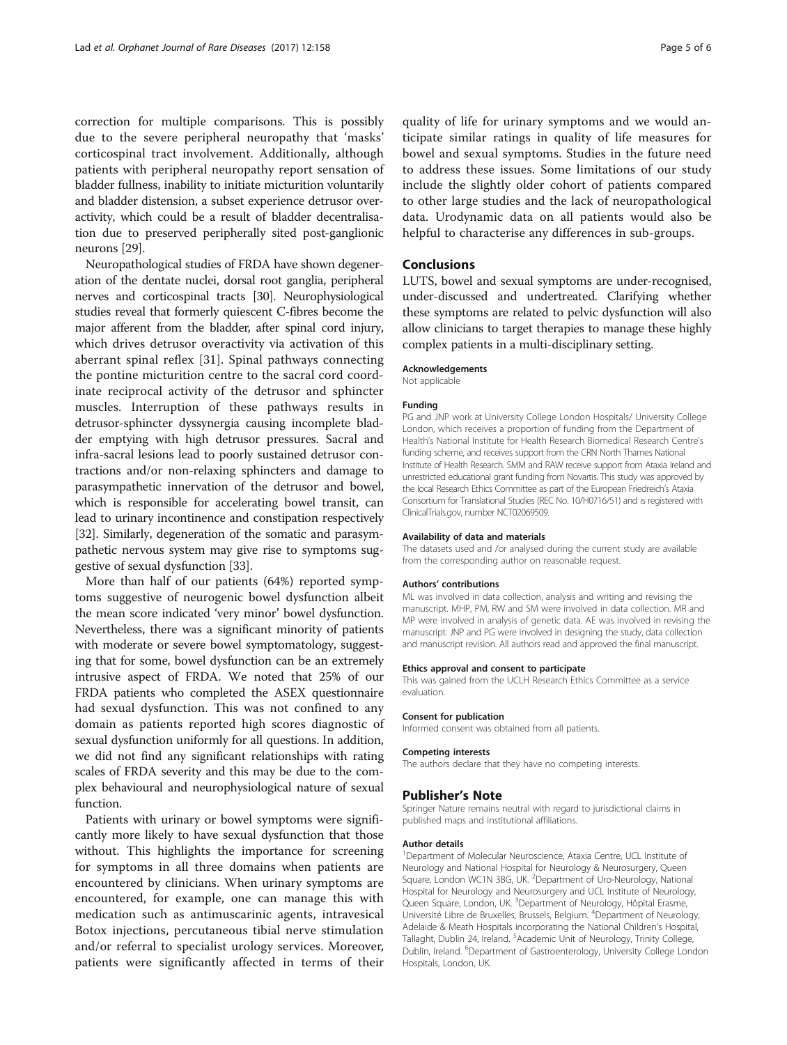correction for multiple comparisons. This is possibly due to the severe peripheral neuropathy that 'masks' corticospinal tract involvement. Additionally, although patients with peripheral neuropathy report sensation of bladder fullness, inability to initiate micturition voluntarily and bladder distension, a subset experience detrusor overactivity, which could be a result of bladder decentralisation due to preserved peripherally sited post-ganglionic neurons [29].

Neuropathological studies of FRDA have shown degeneration of the dentate nuclei, dorsal root ganglia, peripheral nerves and corticospinal tracts [30]. Neurophysiological studies reveal that formerly quiescent C-fibres become the major afferent from the bladder, after spinal cord injury, which drives detrusor overactivity via activation of this aberrant spinal reflex [31]. Spinal pathways connecting the pontine micturition centre to the sacral cord coordinate reciprocal activity of the detrusor and sphincter muscles. Interruption of these pathways results in detrusor-sphincter dyssynergia causing incomplete bladder emptying with high detrusor pressures. Sacral and infra-sacral lesions lead to poorly sustained detrusor contractions and/or non-relaxing sphincters and damage to parasympathetic innervation of the detrusor and bowel, which is responsible for accelerating bowel transit, can lead to urinary incontinence and constipation respectively [32]. Similarly, degeneration of the somatic and parasympathetic nervous system may give rise to symptoms suggestive of sexual dysfunction [33].

More than half of our patients (64%) reported symptoms suggestive of neurogenic bowel dysfunction albeit the mean score indicated 'very minor' bowel dysfunction. Nevertheless, there was a significant minority of patients with moderate or severe bowel symptomatology, suggesting that for some, bowel dysfunction can be an extremely intrusive aspect of FRDA. We noted that 25% of our FRDA patients who completed the ASEX questionnaire had sexual dysfunction. This was not confined to any domain as patients reported high scores diagnostic of sexual dysfunction uniformly for all questions. In addition, we did not find any significant relationships with rating scales of FRDA severity and this may be due to the complex behavioural and neurophysiological nature of sexual function.

Patients with urinary or bowel symptoms were significantly more likely to have sexual dysfunction that those without. This highlights the importance for screening for symptoms in all three domains when patients are encountered by clinicians. When urinary symptoms are encountered, for example, one can manage this with medication such as antimuscarinic agents, intravesical Botox injections, percutaneous tibial nerve stimulation and/or referral to specialist urology services. Moreover, patients were significantly affected in terms of their quality of life for urinary symptoms and we would anticipate similar ratings in quality of life measures for bowel and sexual symptoms. Studies in the future need to address these issues. Some limitations of our study include the slightly older cohort of patients compared to other large studies and the lack of neuropathological data. Urodynamic data on all patients would also be helpful to characterise any differences in sub-groups.

## Conclusions

LUTS, bowel and sexual symptoms are under-recognised, under-discussed and undertreated. Clarifying whether these symptoms are related to pelvic dysfunction will also allow clinicians to target therapies to manage these highly complex patients in a multi-disciplinary setting.

#### Acknowledgements

Not applicable

#### Funding

PG and JNP work at University College London Hospitals/ University College London, which receives a proportion of funding from the Department of Health's National Institute for Health Research Biomedical Research Centre's funding scheme, and receives support from the CRN North Thames National Institute of Health Research. SMM and RAW receive support from Ataxia Ireland and unrestricted educational grant funding from Novartis. This study was approved by the local Research Ethics Committee as part of the European Friedreich's Ataxia Consortium for Translational Studies (REC No. 10/H0716/51) and is registered with ClinicalTrials.gov, number NCT02069509.

#### Availability of data and materials

The datasets used and /or analysed during the current study are available from the corresponding author on reasonable request.

#### Authors' contributions

ML was involved in data collection, analysis and writing and revising the manuscript. MHP, PM, RW and SM were involved in data collection. MR and MP were involved in analysis of genetic data. AE was involved in revising the manuscript. JNP and PG were involved in designing the study, data collection and manuscript revision. All authors read and approved the final manuscript.

#### Ethics approval and consent to participate

This was gained from the UCLH Research Ethics Committee as a service evaluation.

#### Consent for publication

Informed consent was obtained from all patients.

#### Competing interests

The authors declare that they have no competing interests.

## Publisher's Note

Springer Nature remains neutral with regard to jurisdictional claims in published maps and institutional affiliations.

#### Author details

[1]Department of Molecular Neuroscience, Ataxia Centre, UCL Institute of Neurology and National Hospital for Neurology & Neurosurgery, Queen Square, London WC1N 3BG, UK. [2]Department of Uro-Neurology, National Hospital for Neurology and Neurosurgery and UCL Institute of Neurology, Queen Square, London, UK. [3]Department of Neurology, Hôpital Erasme, Université Libre de Bruxelles, Brussels, Belgium. [4]Department of Neurology, Adelaide & Meath Hospitals incorporating the National Children's Hospital, Tallaght, Dublin 24, Ireland. [5]Academic Unit of Neurology, Trinity College, Dublin, Ireland. [6]Department of Gastroenterology, University College London Hospitals, London, UK.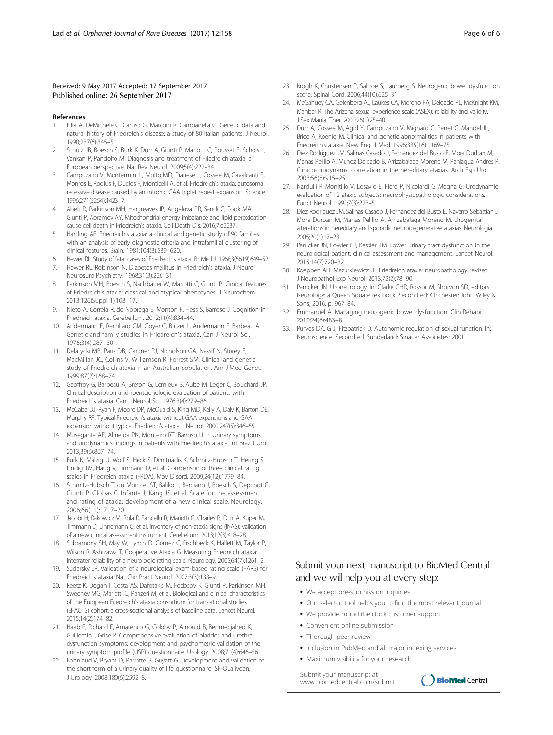Received: 9 May 2017 Accepted: 17 September 2017
Published online: 26 September 2017

## References

1. Filla A, DeMichele G, Caruso G, Marconi R, Campanella G. Genetic data and natural history of Friedreich's disease: a study of 80 Italian patients. J Neurol. 1990;237(6):345–51.
2. Schulz JB, Boesch S, Burk K, Durr A, Giunti P, Mariotti C, Pousset F, Schols L, Vankan P, Pandolfo M. Diagnosis and treatment of Friedreich ataxia: a European perspective. Nat Rev Neurol. 2009;5(4):222–34.
3. Campuzano V, Montermini L, Molto MD, Pianese L, Cossee M, Cavalcanti F, Monros E, Rodius F, Duclos F, Monticelli A, et al. Friedreich's ataxia: autosomal recessive disease caused by an intronic GAA triplet repeat expansion. Science. 1996;271(5254):1423–7.
4. Abeti R, Parkinson MH, Hargreaves IP, Angelova PR, Sandi C, Pook MA, Giunti P, Abramov AY. Mitochondrial energy imbalance and lipid peroxidation cause cell death in Friedreich's ataxia. Cell Death Dis. 2016;7:e2237.
5. Harding AE. Friedreich's ataxia: a clinical and genetic study of 90 families with an analysis of early diagnostic criteria and intrafamilial clustering of clinical features. Brain. 1981;104(3):589–620.
6. Hewer RL. Study of fatal cases of Friedreich's ataxia. Br Med J. 1968;3(5619):649–52.
7. Hewer RL, Robinson N. Diabetes mellitus in Friedreich's ataxia. J Neurol Neurosurg Psychiatry. 1968;31(3):226–31.
8. Parkinson MH, Boesch S, Nachbauer W, Mariotti C, Giunti P. Clinical features of Friedreich's ataxia: classical and atypical phenotypes. J Neurochem. 2013;126(Suppl 1):103–17.
9. Nieto A, Correia R, de Nobrega E, Monton F, Hess S, Barroso J. Cognition in Friedreich ataxia. Cerebellum. 2012;11(4):834–44.
10. Andermann E, Remillard GM, Goyer C, Blitzer L, Andermann F, Barbeau A. Genetic and family studies in Friedreich's ataxia. Can J Neurol Sci. 1976;3(4):287–301.
11. Delatycki MB, Paris DB, Gardner RJ, Nicholson GA, Nassif N, Storey E, MacMillan JC, Collins V, Williamson R, Forrest SM. Clinical and genetic study of Friedreich ataxia in an Australian population. Am J Med Genet. 1999;87(2):168–74.
12. Geoffroy G, Barbeau A, Breton G, Lemieux B, Aube M, Leger C, Bouchard JP. Clinical description and roentgenologic evaluation of patients with Friedreich's ataxia. Can J Neurol Sci. 1976;3(4):279–86.
13. McCabe DJ, Ryan F, Moore DP, McQuaid S, King MD, Kelly A, Daly K, Barton DE, Murphy RP. Typical Friedreich's ataxia without GAA expansions and GAA expansion without typical Friedreich's ataxia. J Neurol. 2000;247(5):346–55.
14. Musegante AF, Almeida PN, Monteiro RT, Barroso U Jr. Urinary symptoms and urodynamics findings in patients with Friedreich's ataxia. Int Braz J Urol. 2013;39(6):867–74.
15. Burk K, Malzig U, Wolf S, Heck S, Dimitriadis K, Schmitz-Hubsch T, Hering S, Lindig TM, Haug V, Timmann D, et al. Comparison of three clinical rating scales in Friedreich ataxia (FRDA). Mov Disord. 2009;24(12):1779–84.
16. Schmitz-Hubsch T, du Montcel ST, Baliko L, Berciano J, Boesch S, Depondt C, Giunti P, Globas C, Infante J, Kang JS, et al. Scale for the assessment and rating of ataxia: development of a new clinical scale. Neurology. 2006;66(11):1717–20.
17. Jacobi H, Rakowicz M, Rola R, Fancellu R, Mariotti C, Charles P, Durr A, Kuper M, Timmann D, Linnemann C, et al. Inventory of non-ataxia signs (INAS): validation of a new clinical assessment instrument. Cerebellum. 2013;12(3):418–28.
18. Subramony SH, May W, Lynch D, Gomez C, Fischbeck K, Hallett M, Taylor P, Wilson R, Ashizawa T, Cooperative Ataxia G. Measuring Friedreich ataxia: Interrater reliability of a neurologic rating scale. Neurology. 2005;64(7):1261–2.
19. Sudarsky LR. Validation of a neurological-exam-based rating scale (FARS) for Friedreich's ataxia. Nat Clin Pract Neurol. 2007;3(3):138–9.
20. Reetz K, Dogan I, Costa AS, Dafotakis M, Fedosov K, Giunti P, Parkinson MH, Sweeney MG, Mariotti C, Panzeri M, et al. Biological and clinical characteristics of the European Friedreich's ataxia consortium for translational studies (EFACTS) cohort: a cross-sectional analysis of baseline data. Lancet Neurol. 2015;14(2):174–82.
21. Haab F, Richard F, Amarenco G, Coloby P, Arnould B, Benmedjahed K, Guillemin I, Grise P. Comprehensive evaluation of bladder and urethral dysfunction symptoms: development and psychometric validation of the urinary symptom profile (USP) questionnaire. Urology. 2008;71(4):646–56.
22. Bonniaud V, Bryant D, Parratte B, Guyatt G. Development and validation of the short form of a urinary quality of life questionnaire: SF-Qualiveen. J Urology. 2008;180(6):2592–8.
23. Krogh K, Christensen P, Sabroe S, Laurberg S. Neurogenic bowel dysfunction score. Spinal Cord. 2006;44(10):625–31.
24. McGahuey CA, Gelenberg AJ, Laukes CA, Moreno FA, Delgado PL, McKnight KM, Manber R. The Arizona sexual experience scale (ASEX): reliability and validity. J Sex Marital Ther. 2000;26(1):25–40.
25. Durr A, Cossee M, Agid Y, Campuzano V, Mignard C, Penet C, Mandel JL, Brice A, Koenig M. Clinical and genetic abnormalities in patients with Friedreich's ataxia. New Engl J Med. 1996;335(16):1169–75.
26. Diez Rodriguez JM, Salinas Casado J, Fernandez del Busto E, Mora Durban M, Manas Pelillo A, Munoz Delgado B, Arrizabalaga Moreno M, Paniagua Andres P. Clinico-urodynamic correlation in the hereditary ataxias. Arch Esp Urol. 2003;56(8):915–25.
27. Nardulli R, Monitillo V, Losavio E, Fiore P, Nicolardi G, Megna G. Urodynamic evaluation of 12 ataxic subjects: neurophysiopathologic considerations. Funct Neurol. 1992;7(3):223–5.
28. Diez Rodriguez JM, Salinas Casado J, Fernandez del Busto E, Navarro Sebastian J, Mora Durban M, Manas Pelillo A, Arrizabalaga Moreno M. Urogenital alterations in hereditary and sporadic neurodegenerative ataxias. Neurologia. 2005;20(1):17–23.
29. Panicker JN, Fowler CJ, Kessler TM. Lower urinary tract dysfunction in the neurological patient: clinical assessment and management. Lancet Neurol. 2015;14(7):720–32.
30. Koeppen AH, Mazurkiewicz JE. Friedreich ataxia: neuropathology revised. J Neuropathol Exp Neurol. 2013;72(2):78–90.
31. Panicker JN. Uroneurology. In: Clarke CHR, Rossor M, Shorvon SD, editors. Neurology: a Queen Square textbook. Second ed: Chichester: John Wiley & Sons; 2016. p. 967–84.
32. Emmanuel A. Managing neurogenic bowel dysfunction. Clin Rehabil. 2010;24(6):483–8.
33. Purves DA, G J, Fitzpatrick D. Autonomic regulation of sexual function. In: Neuroscience. Second ed. Sunderland: Sinauer Associates; 2001.